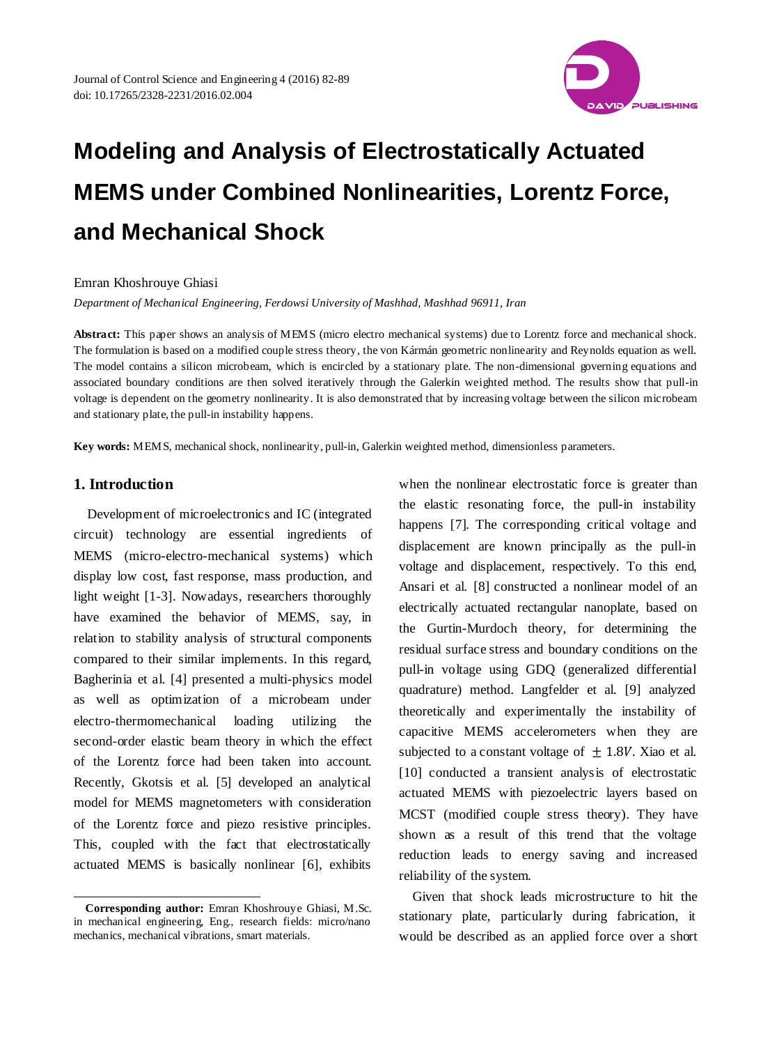# Modeling and Analysis of Electrostatically Actuated MEMS under Combined Nonlinearities, Lorentz Force, and Mechanical Shock

Emran Khoshrouye Ghiasi

*Department of Mechanical Engineering, Ferdowsi University of Mashhad, Mashhad 96911, Iran*

**Abstract:** This paper shows an analysis of MEMS (micro electro mechanical systems) due to Lorentz force and mechanical shock. The formulation is based on a modified couple stress theory, the von Kármán geometric nonlinearity and Reynolds equation as well. The model contains a silicon microbeam, which is encircled by a stationary plate. The non-dimensional governing equations and associated boundary conditions are then solved iteratively through the Galerkin weighted method. The results show that pull-in voltage is dependent on the geometry nonlinearity. It is also demonstrated that by increasing voltage between the silicon microbeam and stationary plate, the pull-in instability happens.

**Key words:** MEMS, mechanical shock, nonlinearity, pull-in, Galerkin weighted method, dimensionless parameters.

## 1. Introduction

Development of microelectronics and IC (integrated circuit) technology are essential ingredients of MEMS (micro-electro-mechanical systems) which display low cost, fast response, mass production, and light weight [1-3]. Nowadays, researchers thoroughly have examined the behavior of MEMS, say, in relation to stability analysis of structural components compared to their similar implements. In this regard, Bagherinia et al. [4] presented a multi-physics model as well as optimization of a microbeam under electro-thermomechanical loading utilizing the second-order elastic beam theory in which the effect of the Lorentz force had been taken into account. Recently, Gkotsis et al. [5] developed an analytical model for MEMS magnetometers with consideration of the Lorentz force and piezo resistive principles. This, coupled with the fact that electrostatically actuated MEMS is basically nonlinear [6], exhibits when the nonlinear electrostatic force is greater than the elastic resonating force, the pull-in instability happens [7]. The corresponding critical voltage and displacement are known principally as the pull-in voltage and displacement, respectively. To this end, Ansari et al. [8] constructed a nonlinear model of an electrically actuated rectangular nanoplate, based on the Gurtin-Murdoch theory, for determining the residual surface stress and boundary conditions on the pull-in voltage using GDQ (generalized differential quadrature) method. Langfelder et al. [9] analyzed theoretically and experimentally the instability of capacitive MEMS accelerometers when they are subjected to a constant voltage of $\pm 1.8V$. Xiao et al. [10] conducted a transient analysis of electrostatic actuated MEMS with piezoelectric layers based on MCST (modified couple stress theory). They have shown as a result of this trend that the voltage reduction leads to energy saving and increased reliability of the system.

Given that shock leads microstructure to hit the stationary plate, particularly during fabrication, it would be described as an applied force over a short

---

**Corresponding author:** Emran Khoshrouye Ghiasi, M.Sc. in mechanical engineering, Eng., research fields: micro/nano mechanics, mechanical vibrations, smart materials.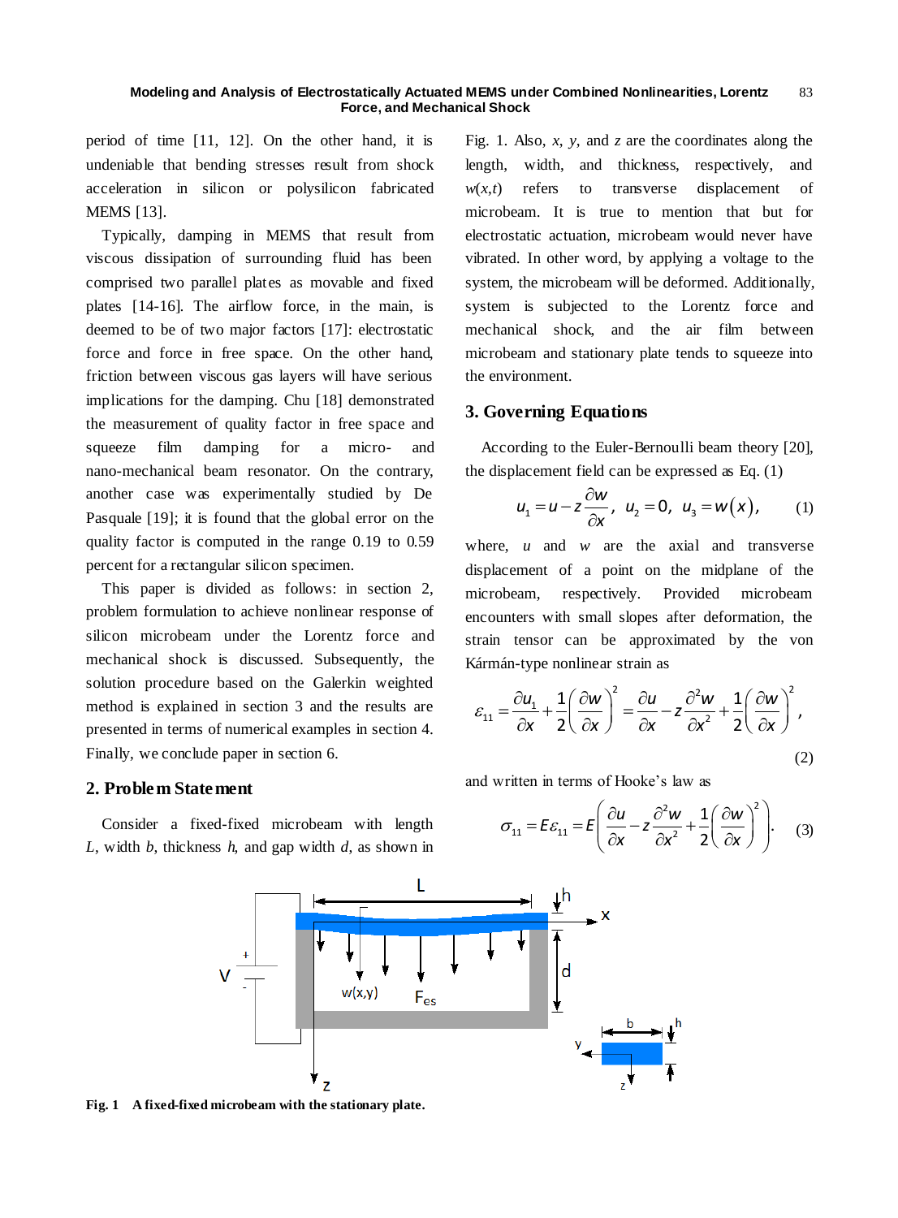period of time [11, 12]. On the other hand, it is undeniable that bending stresses result from shock acceleration in silicon or polysilicon fabricated MEMS [13].

Typically, damping in MEMS that result from viscous dissipation of surrounding fluid has been comprised two parallel plates as movable and fixed plates [14-16]. The airflow force, in the main, is deemed to be of two major factors [17]: electrostatic force and force in free space. On the other hand, friction between viscous gas layers will have serious implications for the damping. Chu [18] demonstrated the measurement of quality factor in free space and squeeze film damping for a micro- and nano-mechanical beam resonator. On the contrary, another case was experimentally studied by De Pasquale [19]; it is found that the global error on the quality factor is computed in the range 0.19 to 0.59 percent for a rectangular silicon specimen.

This paper is divided as follows: in section 2, problem formulation to achieve nonlinear response of silicon microbeam under the Lorentz force and mechanical shock is discussed. Subsequently, the solution procedure based on the Galerkin weighted method is explained in section 3 and the results are presented in terms of numerical examples in section 4. Finally, we conclude paper in section 6.

## 2. Problem Statement

Consider a fixed-fixed microbeam with length $L$, width $b$, thickness $h$, and gap width $d$, as shown in Fig. 1. Also, $x$, $y$, and $z$ are the coordinates along the length, width, and thickness, respectively, and $w(x,t)$ refers to transverse displacement of microbeam. It is true to mention that but for electrostatic actuation, microbeam would never have vibrated. In other word, by applying a voltage to the system, the microbeam will be deformed. Additionally, system is subjected to the Lorentz force and mechanical shock, and the air film between microbeam and stationary plate tends to squeeze into the environment.

## 3. Governing Equations

According to the Euler-Bernoulli beam theory [20], the displacement field can be expressed as Eq. (1)

$$u_1 = u - z\frac{\partial w}{\partial x}, \;\; u_2 = 0, \;\; u_3 = w(x), \qquad (1)$$

where, $u$ and $w$ are the axial and transverse displacement of a point on the midplane of the microbeam, respectively. Provided microbeam encounters with small slopes after deformation, the strain tensor can be approximated by the von Kármán-type nonlinear strain as

$$\varepsilon_{11} = \frac{\partial u_1}{\partial x} + \frac{1}{2}\left(\frac{\partial w}{\partial x}\right)^2 = \frac{\partial u}{\partial x} - z\frac{\partial^2 w}{\partial x^2} + \frac{1}{2}\left(\frac{\partial w}{\partial x}\right)^2, \qquad (2)$$

and written in terms of Hooke's law as

$$\sigma_{11} = E\varepsilon_{11} = E\left(\frac{\partial u}{\partial x} - z\frac{\partial^2 w}{\partial x^2} + \frac{1}{2}\left(\frac{\partial w}{\partial x}\right)^2\right). \qquad (3)$$

**Fig. 1** A fixed-fixed microbeam with the stationary plate.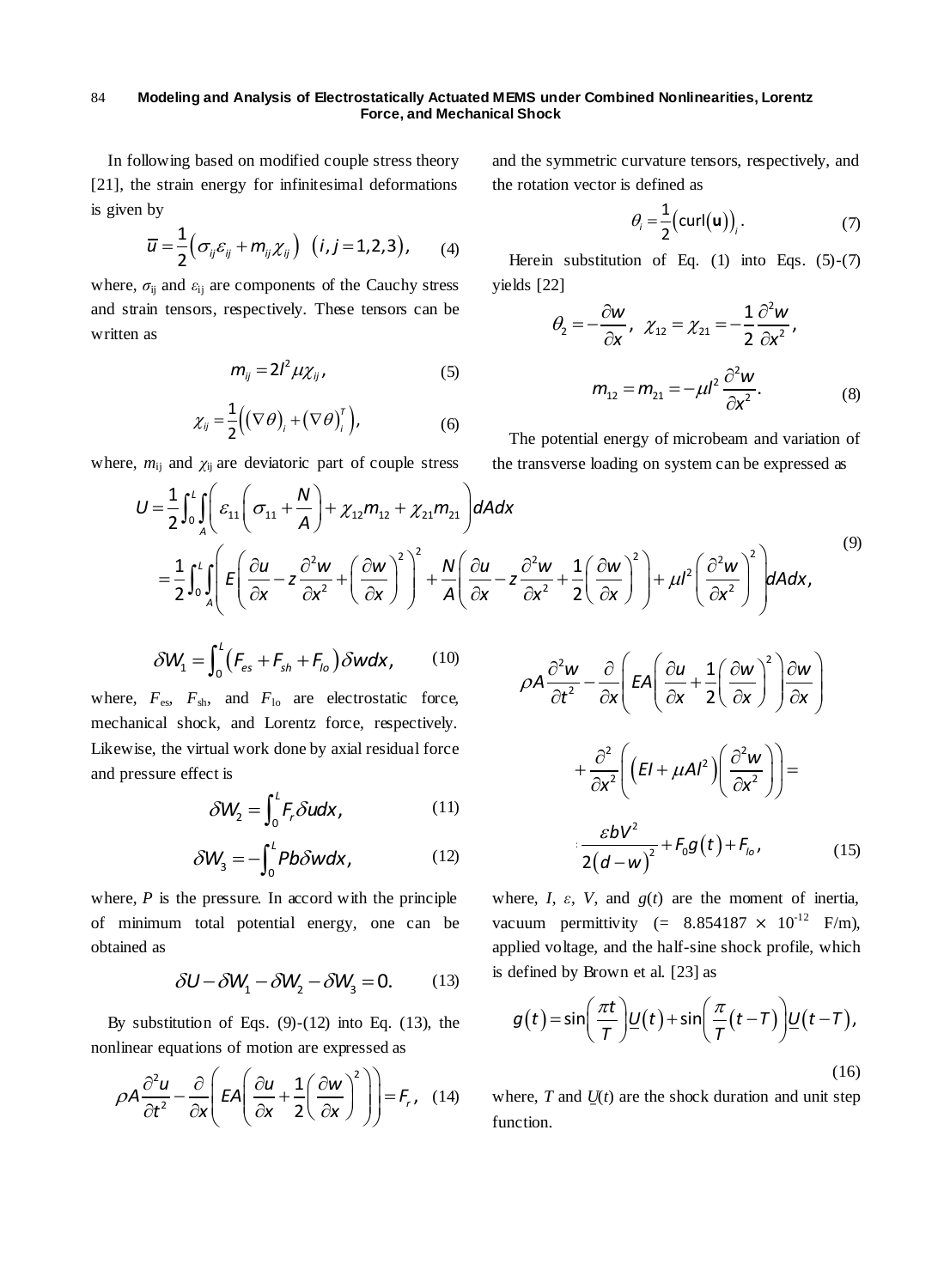In following based on modified couple stress theory [21], the strain energy for infinitesimal deformations is given by

$$\overline{u} = \frac{1}{2}\left(\sigma_{ij}\varepsilon_{ij} + m_{ij}\chi_{ij}\right) \quad (i, j = 1,2,3), \tag{4}$$

where, $\sigma_{ij}$ and $\varepsilon_{ij}$ are components of the Cauchy stress and strain tensors, respectively. These tensors can be written as

$$m_{ij} = 2l^2\mu\chi_{ij}, \tag{5}$$

$$\chi_{ij} = \frac{1}{2}\left(\left(\nabla\theta\right)_i + \left(\nabla\theta\right)_i^T\right), \tag{6}$$

where, $m_{ij}$ and $\chi_{ij}$ are deviatoric part of couple stress and the symmetric curvature tensors, respectively, and the rotation vector is defined as

$$\theta_i = \frac{1}{2}\left(\text{curl}(\mathbf{u})\right)_i. \tag{7}$$

Herein substitution of Eq. (1) into Eqs. (5)-(7) yields [22]

$$\theta_2 = -\frac{\partial w}{\partial x}, \quad \chi_{12} = \chi_{21} = -\frac{1}{2}\frac{\partial^2 w}{\partial x^2},$$

$$m_{12} = m_{21} = -\mu l^2 \frac{\partial^2 w}{\partial x^2}. \tag{8}$$

The potential energy of microbeam and variation of the transverse loading on system can be expressed as

$$\begin{aligned} U &= \frac{1}{2}\int_0^L \int_A \left(\varepsilon_{11}\left(\sigma_{11} + \frac{N}{A}\right) + \chi_{12}m_{12} + \chi_{21}m_{21}\right) dA dx \\ &= \frac{1}{2}\int_0^L \int_A \left(E\left(\frac{\partial u}{\partial x} - z\frac{\partial^2 w}{\partial x^2} + \left(\frac{\partial w}{\partial x}\right)^2\right)^2 + \frac{N}{A}\left(\frac{\partial u}{\partial x} - z\frac{\partial^2 w}{\partial x^2} + \frac{1}{2}\left(\frac{\partial w}{\partial x}\right)^2\right) + \mu l^2\left(\frac{\partial^2 w}{\partial x^2}\right)^2\right) dA dx, \end{aligned} \tag{9}$$

$$\delta W_1 = \int_0^L \left(F_{es} + F_{sh} + F_{lo}\right)\delta w dx, \tag{10}$$

where, $F_{es}$, $F_{sh}$, and $F_{lo}$ are electrostatic force, mechanical shock, and Lorentz force, respectively. Likewise, the virtual work done by axial residual force and pressure effect is

$$\delta W_2 = \int_0^L F_r \delta u dx, \tag{11}$$

$$\delta W_3 = -\int_0^L P b \delta w dx, \tag{12}$$

where, $P$ is the pressure. In accord with the principle of minimum total potential energy, one can be obtained as

$$\delta U - \delta W_1 - \delta W_2 - \delta W_3 = 0. \tag{13}$$

By substitution of Eqs. (9)-(12) into Eq. (13), the nonlinear equations of motion are expressed as

$$\rho A \frac{\partial^2 u}{\partial t^2} - \frac{\partial}{\partial x}\left(EA\left(\frac{\partial u}{\partial x} + \frac{1}{2}\left(\frac{\partial w}{\partial x}\right)^2\right)\right) = F_r, \tag{14}$$

$$\rho A \frac{\partial^2 w}{\partial t^2} - \frac{\partial}{\partial x}\left(EA\left(\frac{\partial u}{\partial x} + \frac{1}{2}\left(\frac{\partial w}{\partial x}\right)^2\right)\frac{\partial w}{\partial x}\right) + \frac{\partial^2}{\partial x^2}\left(\left(EI + \mu A l^2\right)\left(\frac{\partial^2 w}{\partial x^2}\right)\right) = \frac{\varepsilon b V^2}{2(d-w)^2} + F_0 g(t) + F_{lo}, \tag{15}$$

where, $I$, $\varepsilon$, $V$, and $g(t)$ are the moment of inertia, vacuum permittivity ($= 8.854187 \times 10^{-12}$ F/m), applied voltage, and the half-sine shock profile, which is defined by Brown et al. [23] as

$$g(t) = \sin\left(\frac{\pi t}{T}\right)\underline{U}(t) + \sin\left(\frac{\pi}{T}(t-T)\right)\underline{U}(t-T), \tag{16}$$

where, $T$ and $\underline{U}(t)$ are the shock duration and unit step function.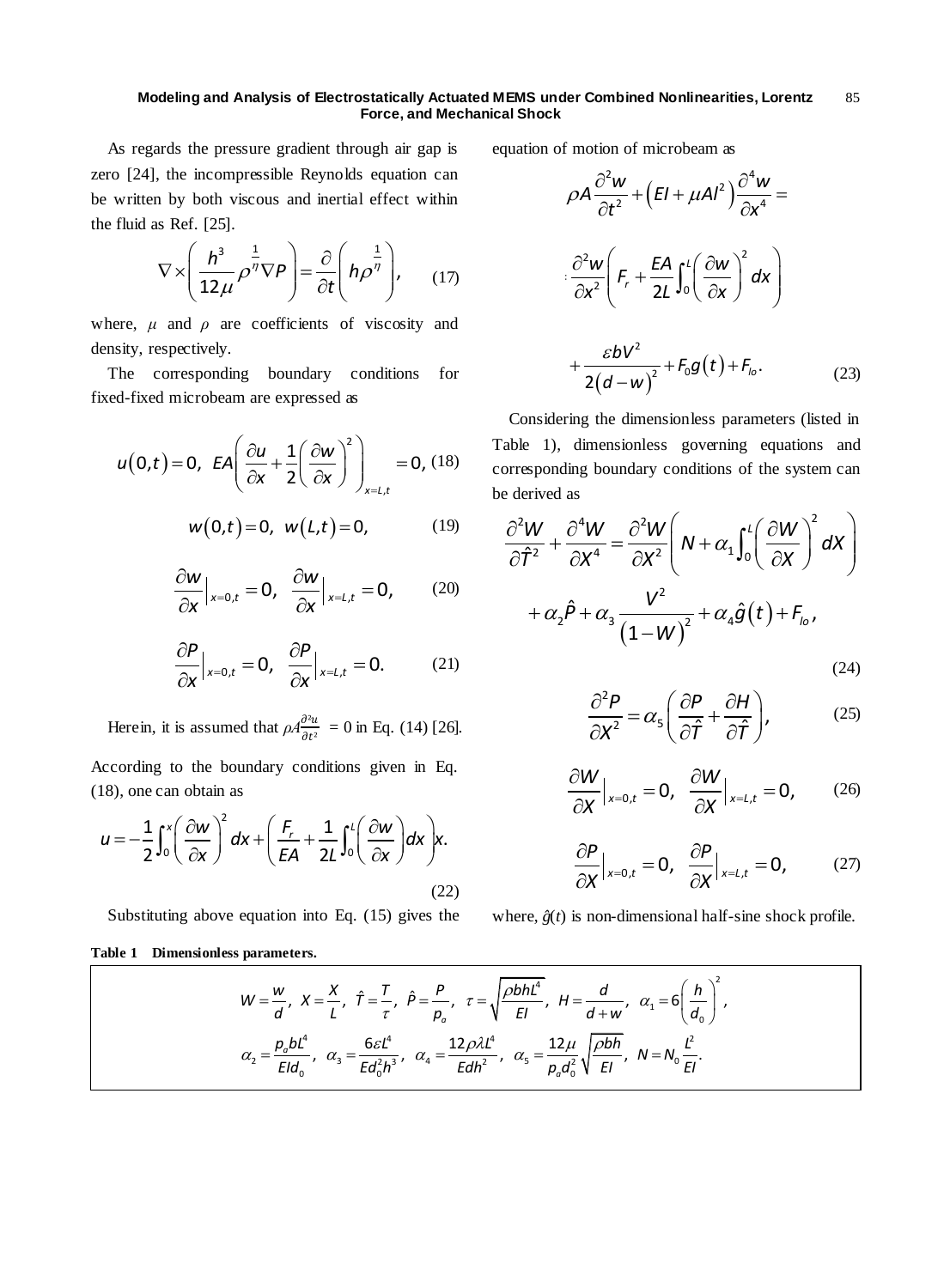As regards the pressure gradient through air gap is zero [24], the incompressible Reynolds equation can be written by both viscous and inertial effect within the fluid as Ref. [25].

$$\nabla \times \left( \frac{h^3}{12\mu} \rho^{\frac{1}{\eta}} \nabla P \right) = \frac{\partial}{\partial t} \left( h \rho^{\frac{1}{\eta}} \right), \tag{17}$$

where, $\mu$ and $\rho$ are coefficients of viscosity and density, respectively.

The corresponding boundary conditions for fixed-fixed microbeam are expressed as

$$u(0,t) = 0, \; EA\left( \frac{\partial u}{\partial x} + \frac{1}{2}\left( \frac{\partial w}{\partial x} \right)^2 \right)_{x=L,t} = 0, \tag{18}$$

$$w(0,t) = 0, \; w(L,t) = 0, \tag{19}$$

$$\frac{\partial w}{\partial x}\Big|_{x=0,t} = 0, \; \frac{\partial w}{\partial x}\Big|_{x=L,t} = 0, \tag{20}$$

$$\frac{\partial P}{\partial x}\Big|_{x=0,t} = 0, \; \frac{\partial P}{\partial x}\Big|_{x=L,t} = 0. \tag{21}$$

Herein, it is assumed that $\rho A \frac{\partial^2 u}{\partial t^2} = 0$ in Eq. (14) [26].

According to the boundary conditions given in Eq. (18), one can obtain as

$$u = -\frac{1}{2}\int_0^x \left( \frac{\partial w}{\partial x} \right)^2 dx + \left( \frac{F_r}{EA} + \frac{1}{2L}\int_0^L \left( \frac{\partial w}{\partial x} \right) dx \right) x. \tag{22}$$

Substituting above equation into Eq. (15) gives the equation of motion of microbeam as

$$\rho A \frac{\partial^2 w}{\partial t^2} + \left( EI + \mu A l^2 \right) \frac{\partial^4 w}{\partial x^4} = \frac{\partial^2 w}{\partial x^2}\left( F_r + \frac{EA}{2L}\int_0^L \left( \frac{\partial w}{\partial x} \right)^2 dx \right) + \frac{\varepsilon b V^2}{2(d-w)^2} + F_0 g(t) + F_{lo}. \tag{23}$$

Considering the dimensionless parameters (listed in Table 1), dimensionless governing equations and corresponding boundary conditions of the system can be derived as

$$\frac{\partial^2 W}{\partial \hat{T}^2} + \frac{\partial^4 W}{\partial X^4} = \frac{\partial^2 W}{\partial X^2}\left( N + \alpha_1 \int_0^L \left( \frac{\partial W}{\partial X} \right)^2 dX \right) + \alpha_2 \hat{P} + \alpha_3 \frac{V^2}{(1-W)^2} + \alpha_4 \hat{g}(t) + F_{lo}, \tag{24}$$

$$\frac{\partial^2 P}{\partial X^2} = \alpha_5 \left( \frac{\partial P}{\partial \hat{T}} + \frac{\partial H}{\partial \hat{T}} \right), \tag{25}$$

$$\frac{\partial W}{\partial X}\Big|_{x=0,t} = 0, \; \frac{\partial W}{\partial X}\Big|_{x=L,t} = 0, \tag{26}$$

$$\frac{\partial P}{\partial X}\Big|_{x=0,t} = 0, \; \frac{\partial P}{\partial X}\Big|_{x=L,t} = 0, \tag{27}$$

where, $\hat{g}(t)$ is non-dimensional half-sine shock profile.

**Table 1 Dimensionless parameters.**

$$W = \frac{w}{d}, \; X = \frac{X}{L}, \; \hat{T} = \frac{T}{\tau}, \; \hat{P} = \frac{P}{p_a}, \; \tau = \sqrt{\frac{\rho b h L^4}{EI}}, \; H = \frac{d}{d+w}, \; \alpha_1 = 6\left( \frac{h}{d_0} \right)^2,$$

$$\alpha_2 = \frac{p_a b L^4}{EI d_0}, \; \alpha_3 = \frac{6\varepsilon L^4}{E d_0^2 h^3}, \; \alpha_4 = \frac{12\rho\lambda L^4}{E d h^2}, \; \alpha_5 = \frac{12\mu}{p_a d_0^2}\sqrt{\frac{\rho b h}{EI}}, \; N = N_0 \frac{L^2}{EI}.$$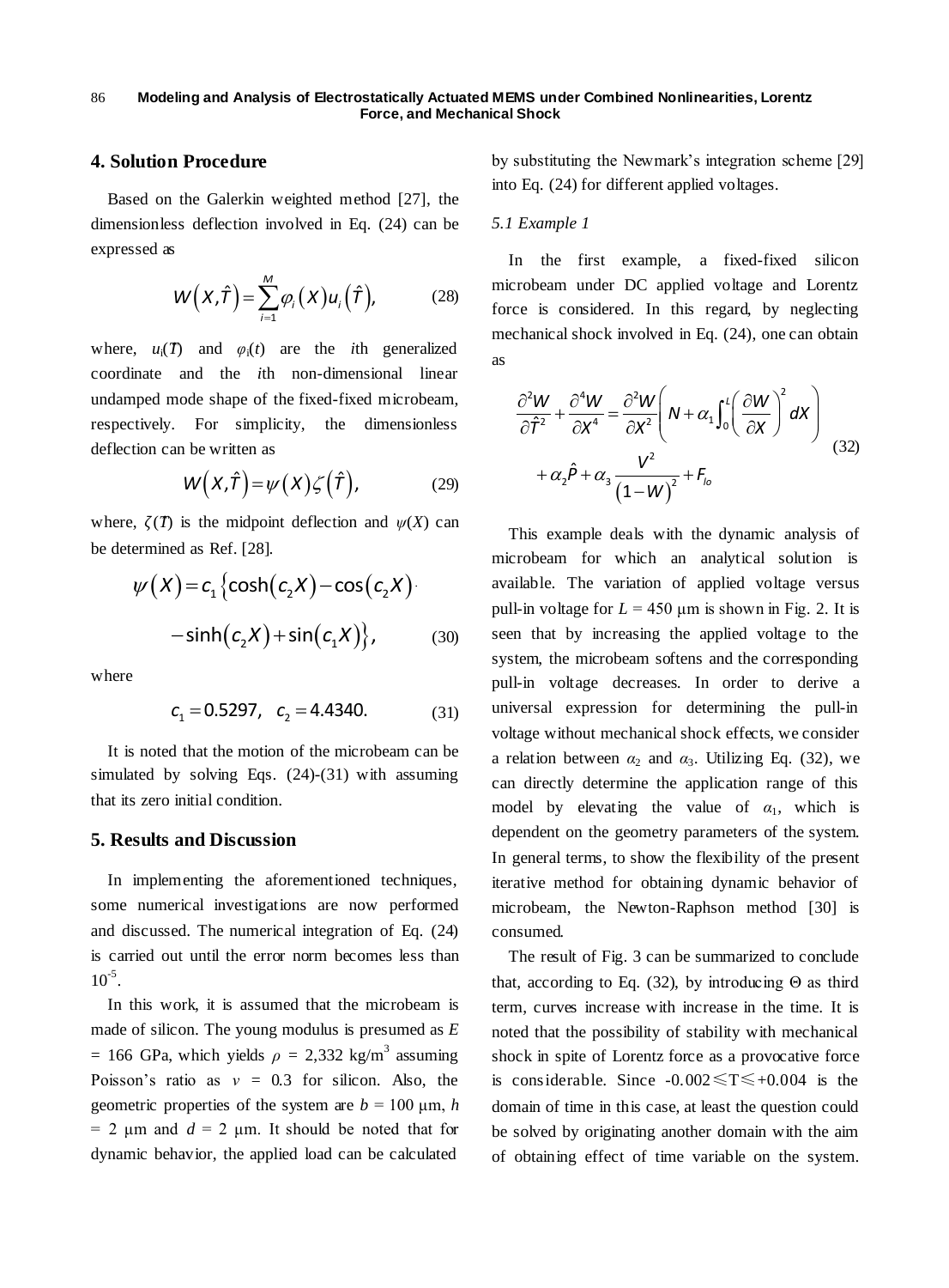## 4. Solution Procedure

Based on the Galerkin weighted method [27], the dimensionless deflection involved in Eq. (24) can be expressed as

$$W\left(X,\hat{T}\right)=\sum_{i=1}^{M}\varphi_i\left(X\right)u_i\left(\hat{T}\right), \tag{28}$$

where, $u_i(T)$ and $\varphi_i(t)$ are the $i$th generalized coordinate and the $i$th non-dimensional linear undamped mode shape of the fixed-fixed microbeam, respectively. For simplicity, the dimensionless deflection can be written as

$$W\left(X,\hat{T}\right)=\psi\left(X\right)\zeta\left(\hat{T}\right), \tag{29}$$

where, $\zeta(T)$ is the midpoint deflection and $\psi(X)$ can be determined as Ref. [28].

$$\psi\left(X\right)=c_1\left\{\cosh\left(c_2X\right)-\cos\left(c_2X\right)\right.$$
$$\left.-\sinh\left(c_2X\right)+\sin\left(c_1X\right)\right\}, \tag{30}$$

where

$$c_1=0.5297,\quad c_2=4.4340. \tag{31}$$

It is noted that the motion of the microbeam can be simulated by solving Eqs. (24)-(31) with assuming that its zero initial condition.

## 5. Results and Discussion

In implementing the aforementioned techniques, some numerical investigations are now performed and discussed. The numerical integration of Eq. (24) is carried out until the error norm becomes less than $10^{-5}$.

In this work, it is assumed that the microbeam is made of silicon. The young modulus is presumed as $E$ = 166 GPa, which yields $\rho$ = 2,332 kg/m$^3$ assuming Poisson's ratio as $v$ = 0.3 for silicon. Also, the geometric properties of the system are $b$ = 100 μm, $h$ = 2 μm and $d$ = 2 μm. It should be noted that for dynamic behavior, the applied load can be calculated by substituting the Newmark's integration scheme [29] into Eq. (24) for different applied voltages.

### *5.1 Example 1*

In the first example, a fixed-fixed silicon microbeam under DC applied voltage and Lorentz force is considered. In this regard, by neglecting mechanical shock involved in Eq. (24), one can obtain as

$$\frac{\partial^2 W}{\partial \hat{T}^2}+\frac{\partial^4 W}{\partial X^4}=\frac{\partial^2 W}{\partial X^2}\left(N+\alpha_1\int_0^L\left(\frac{\partial W}{\partial X}\right)^2 dX\right)$$
$$+\alpha_2\hat{P}+\alpha_3\frac{V^2}{\left(1-W\right)^2}+F_{lo} \tag{32}$$

This example deals with the dynamic analysis of microbeam for which an analytical solution is available. The variation of applied voltage versus pull-in voltage for $L$ = 450 μm is shown in Fig. 2. It is seen that by increasing the applied voltage to the system, the microbeam softens and the corresponding pull-in voltage decreases. In order to derive a universal expression for determining the pull-in voltage without mechanical shock effects, we consider a relation between $\alpha_2$ and $\alpha_3$. Utilizing Eq. (32), we can directly determine the application range of this model by elevating the value of $\alpha_1$, which is dependent on the geometry parameters of the system. In general terms, to show the flexibility of the present iterative method for obtaining dynamic behavior of microbeam, the Newton-Raphson method [30] is consumed.

The result of Fig. 3 can be summarized to conclude that, according to Eq. (32), by introducing Θ as third term, curves increase with increase in the time. It is noted that the possibility of stability with mechanical shock in spite of Lorentz force as a provocative force is considerable. Since $-0.002 \leqslant T \leqslant +0.004$ is the domain of time in this case, at least the question could be solved by originating another domain with the aim of obtaining effect of time variable on the system.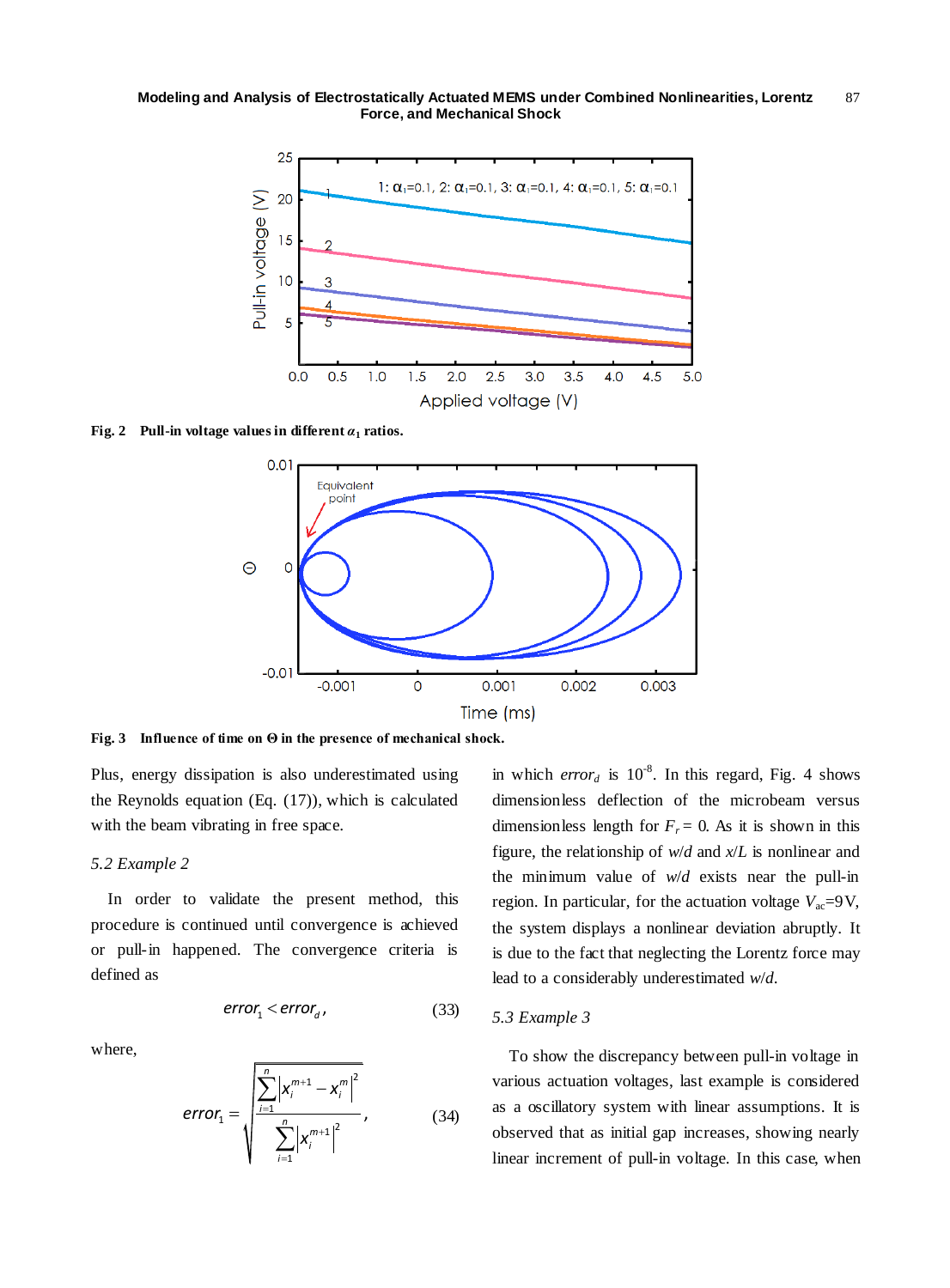**Fig. 2 Pull-in voltage values in different $\alpha_1$ ratios.**

**Fig. 3 Influence of time on Θ in the presence of mechanical shock.**

Plus, energy dissipation is also underestimated using the Reynolds equation (Eq. (17)), which is calculated with the beam vibrating in free space.

### 5.2 Example 2

In order to validate the present method, this procedure is continued until convergence is achieved or pull-in happened. The convergence criteria is defined as

$$error_1 < error_d, \tag{33}$$

where,

$$error_1 = \sqrt{\frac{\sum_{i=1}^{n} \left| x_i^{m+1} - x_i^{m} \right|^2}{\sum_{i=1}^{n} \left| x_i^{m+1} \right|^2}}, \tag{34}$$

in which $error_d$ is $10^{-8}$. In this regard, Fig. 4 shows dimensionless deflection of the microbeam versus dimensionless length for $F_r = 0$. As it is shown in this figure, the relationship of $w/d$ and $x/L$ is nonlinear and the minimum value of $w/d$ exists near the pull-in region. In particular, for the actuation voltage $V_{ac}$=9V, the system displays a nonlinear deviation abruptly. It is due to the fact that neglecting the Lorentz force may lead to a considerably underestimated $w/d$.

### 5.3 Example 3

To show the discrepancy between pull-in voltage in various actuation voltages, last example is considered as a oscillatory system with linear assumptions. It is observed that as initial gap increases, showing nearly linear increment of pull-in voltage. In this case, when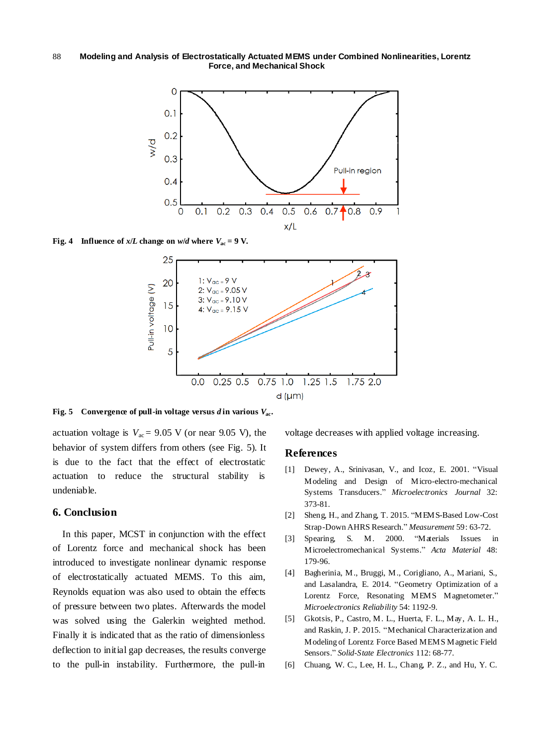Fig. 4 Influence of $x/L$ change on $w/d$ where $V_{ac} = 9$ V.

Fig. 5 Convergence of pull-in voltage versus $d$ in various $V_{ac}$.

actuation voltage is $V_{ac} = 9.05$ V (or near 9.05 V), the behavior of system differs from others (see Fig. 5). It is due to the fact that the effect of electrostatic actuation to reduce the structural stability is undeniable.

## 6. Conclusion

In this paper, MCST in conjunction with the effect of Lorentz force and mechanical shock has been introduced to investigate nonlinear dynamic response of electrostatically actuated MEMS. To this aim, Reynolds equation was also used to obtain the effects of pressure between two plates. Afterwards the model was solved using the Galerkin weighted method. Finally it is indicated that as the ratio of dimensionless deflection to initial gap decreases, the results converge to the pull-in instability. Furthermore, the pull-in voltage decreases with applied voltage increasing.

## References

[1] Dewey, A., Srinivasan, V., and Icoz, E. 2001. "Visual Modeling and Design of Micro-electro-mechanical Systems Transducers." *Microelectronics Journal* 32: 373-81.

[2] Sheng, H., and Zhang, T. 2015. "MEMS-Based Low-Cost Strap-Down AHRS Research." *Measurement* 59: 63-72.

[3] Spearing, S. M. 2000. "Materials Issues in Microelectromechanical Systems." *Acta Material* 48: 179-96.

[4] Bagherinia, M., Bruggi, M., Corigliano, A., Mariani, S., and Lasalandra, E. 2014. "Geometry Optimization of a Lorentz Force, Resonating MEMS Magnetometer." *Microelectronics Reliability* 54: 1192-9.

[5] Gkotsis, P., Castro, M. L., Huerta, F. L., May, A. L. H., and Raskin, J. P. 2015. "Mechanical Characterization and Modeling of Lorentz Force Based MEMS Magnetic Field Sensors." *Solid-State Electronics* 112: 68-77.

[6] Chuang, W. C., Lee, H. L., Chang, P. Z., and Hu, Y. C.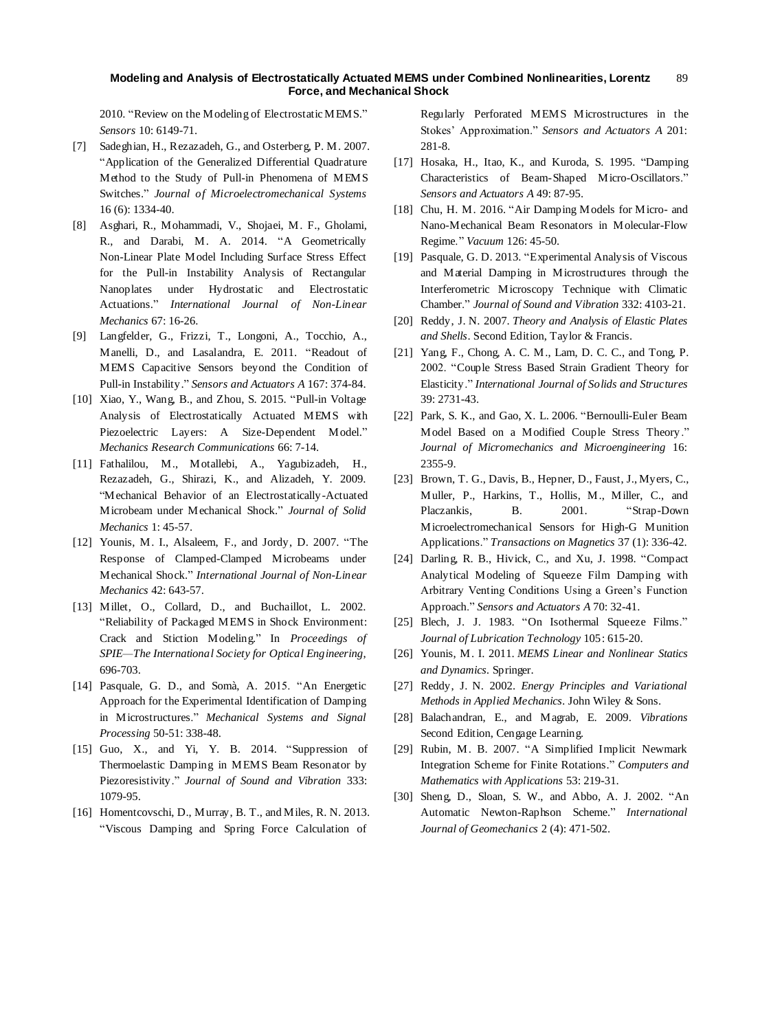2010. “Review on the Modeling of Electrostatic MEMS.” *Sensors* 10: 6149-71.

[7] Sadeghian, H., Rezazadeh, G., and Osterberg, P. M. 2007. “Application of the Generalized Differential Quadrature Method to the Study of Pull-in Phenomena of MEMS Switches.” *Journal of Microelectromechanical Systems* 16 (6): 1334-40.

[8] Asghari, R., Mohammadi, V., Shojaei, M. F., Gholami, R., and Darabi, M. A. 2014. “A Geometrically Non-Linear Plate Model Including Surface Stress Effect for the Pull-in Instability Analysis of Rectangular Nanoplates under Hydrostatic and Electrostatic Actuations.” *International Journal of Non-Linear Mechanics* 67: 16-26.

[9] Langfelder, G., Frizzi, T., Longoni, A., Tocchio, A., Manelli, D., and Lasalandra, E. 2011. “Readout of MEMS Capacitive Sensors beyond the Condition of Pull-in Instability.” *Sensors and Actuators A* 167: 374-84.

[10] Xiao, Y., Wang, B., and Zhou, S. 2015. “Pull-in Voltage Analysis of Electrostatically Actuated MEMS with Piezoelectric Layers: A Size-Dependent Model.” *Mechanics Research Communications* 66: 7-14.

[11] Fathalilou, M., Motallebi, A., Yagubizadeh, H., Rezazadeh, G., Shirazi, K., and Alizadeh, Y. 2009. “Mechanical Behavior of an Electrostatically-Actuated Microbeam under Mechanical Shock.” *Journal of Solid Mechanics* 1: 45-57.

[12] Younis, M. I., Alsaleem, F., and Jordy, D. 2007. “The Response of Clamped-Clamped Microbeams under Mechanical Shock.” *International Journal of Non-Linear Mechanics* 42: 643-57.

[13] Millet, O., Collard, D., and Buchaillot, L. 2002. “Reliability of Packaged MEMS in Shock Environment: Crack and Stiction Modeling.” In *Proceedings of SPIE—The International Society for Optical Engineering*, 696-703.

[14] Pasquale, G. D., and Somà, A. 2015. “An Energetic Approach for the Experimental Identification of Damping in Microstructures.” *Mechanical Systems and Signal Processing* 50-51: 338-48.

[15] Guo, X., and Yi, Y. B. 2014. “Suppression of Thermoelastic Damping in MEMS Beam Resonator by Piezoresistivity.” *Journal of Sound and Vibration* 333: 1079-95.

[16] Homentcovschi, D., Murray, B. T., and Miles, R. N. 2013. “Viscous Damping and Spring Force Calculation of Regularly Perforated MEMS Microstructures in the Stokes’ Approximation.” *Sensors and Actuators A* 201: 281-8.

[17] Hosaka, H., Itao, K., and Kuroda, S. 1995. “Damping Characteristics of Beam-Shaped Micro-Oscillators.” *Sensors and Actuators A* 49: 87-95.

[18] Chu, H. M. 2016. “Air Damping Models for Micro- and Nano-Mechanical Beam Resonators in Molecular-Flow Regime.” *Vacuum* 126: 45-50.

[19] Pasquale, G. D. 2013. “Experimental Analysis of Viscous and Material Damping in Microstructures through the Interferometric Microscopy Technique with Climatic Chamber.” *Journal of Sound and Vibration* 332: 4103-21.

[20] Reddy, J. N. 2007. *Theory and Analysis of Elastic Plates and Shells*. Second Edition, Taylor & Francis.

[21] Yang, F., Chong, A. C. M., Lam, D. C. C., and Tong, P. 2002. “Couple Stress Based Strain Gradient Theory for Elasticity.” *International Journal of Solids and Structures* 39: 2731-43.

[22] Park, S. K., and Gao, X. L. 2006. “Bernoulli-Euler Beam Model Based on a Modified Couple Stress Theory.” *Journal of Micromechanics and Microengineering* 16: 2355-9.

[23] Brown, T. G., Davis, B., Hepner, D., Faust, J., Myers, C., Muller, P., Harkins, T., Hollis, M., Miller, C., and Placzankis, B. 2001. “Strap-Down Microelectromechanical Sensors for High-G Munition Applications.” *Transactions on Magnetics* 37 (1): 336-42.

[24] Darling, R. B., Hivick, C., and Xu, J. 1998. “Compact Analytical Modeling of Squeeze Film Damping with Arbitrary Venting Conditions Using a Green’s Function Approach.” *Sensors and Actuators A* 70: 32-41.

[25] Blech, J. J. 1983. “On Isothermal Squeeze Films.” *Journal of Lubrication Technology* 105: 615-20.

[26] Younis, M. I. 2011. *MEMS Linear and Nonlinear Statics and Dynamics*. Springer.

[27] Reddy, J. N. 2002. *Energy Principles and Variational Methods in Applied Mechanics*. John Wiley & Sons.

[28] Balachandran, E., and Magrab, E. 2009. *Vibrations* Second Edition, Cengage Learning.

[29] Rubin, M. B. 2007. “A Simplified Implicit Newmark Integration Scheme for Finite Rotations.” *Computers and Mathematics with Applications* 53: 219-31.

[30] Sheng, D., Sloan, S. W., and Abbo, A. J. 2002. “An Automatic Newton-Raphson Scheme.” *International Journal of Geomechanics* 2 (4): 471-502.